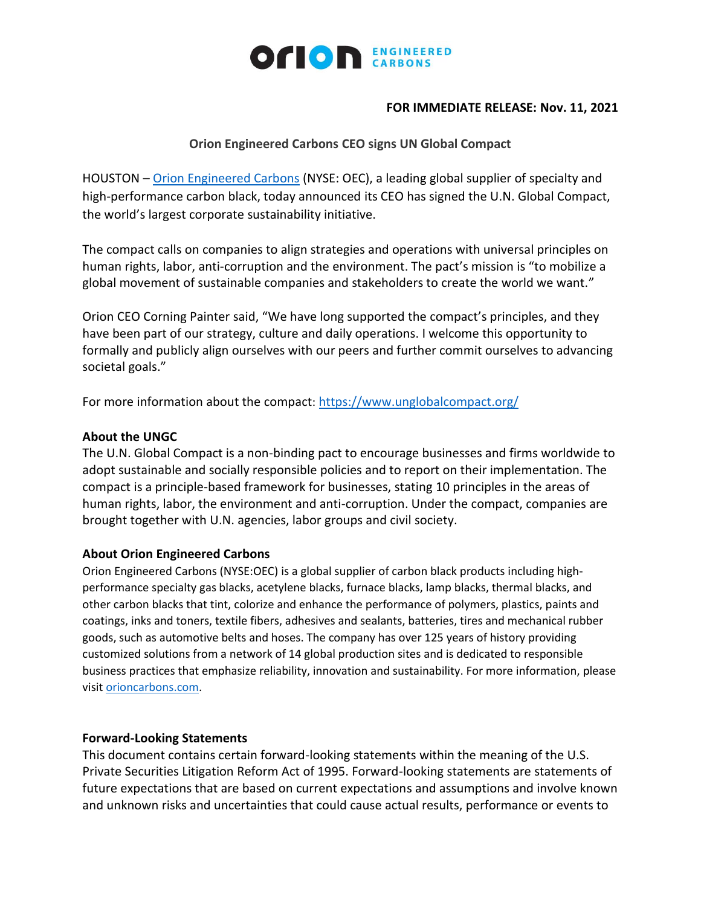**FOR IMMEDIATE RELEASE: Nov. 11, 2021**

**Orion Engineered Carbons CEO signs UN Global Compact**

HOUSTON – [Orion Engineered Carbons](#) (NYSE: OEC), a leading global supplier of specialty and high-performance carbon black, today announced its CEO has signed the U.N. Global Compact, the world's largest corporate sustainability initiative.

The compact calls on companies to align strategies and operations with universal principles on human rights, labor, anti-corruption and the environment. The pact's mission is "to mobilize a global movement of sustainable companies and stakeholders to create the world we want."

Orion CEO Corning Painter said, "We have long supported the compact's principles, and they have been part of our strategy, culture and daily operations. I welcome this opportunity to formally and publicly align ourselves with our peers and further commit ourselves to advancing societal goals."

For more information about the compact: [https://www.unglobalcompact.org/](https://www.unglobalcompact.org/)

**About the UNGC**

The U.N. Global Compact is a non-binding pact to encourage businesses and firms worldwide to adopt sustainable and socially responsible policies and to report on their implementation. The compact is a principle-based framework for businesses, stating 10 principles in the areas of human rights, labor, the environment and anti-corruption. Under the compact, companies are brought together with U.N. agencies, labor groups and civil society.

**About Orion Engineered Carbons**

Orion Engineered Carbons (NYSE:OEC) is a global supplier of carbon black products including high-performance specialty gas blacks, acetylene blacks, furnace blacks, lamp blacks, thermal blacks, and other carbon blacks that tint, colorize and enhance the performance of polymers, plastics, paints and coatings, inks and toners, textile fibers, adhesives and sealants, batteries, tires and mechanical rubber goods, such as automotive belts and hoses. The company has over 125 years of history providing customized solutions from a network of 14 global production sites and is dedicated to responsible business practices that emphasize reliability, innovation and sustainability. For more information, please visit [orioncarbons.com](#).

**Forward-Looking Statements**

This document contains certain forward-looking statements within the meaning of the U.S. Private Securities Litigation Reform Act of 1995. Forward-looking statements are statements of future expectations that are based on current expectations and assumptions and involve known and unknown risks and uncertainties that could cause actual results, performance or events to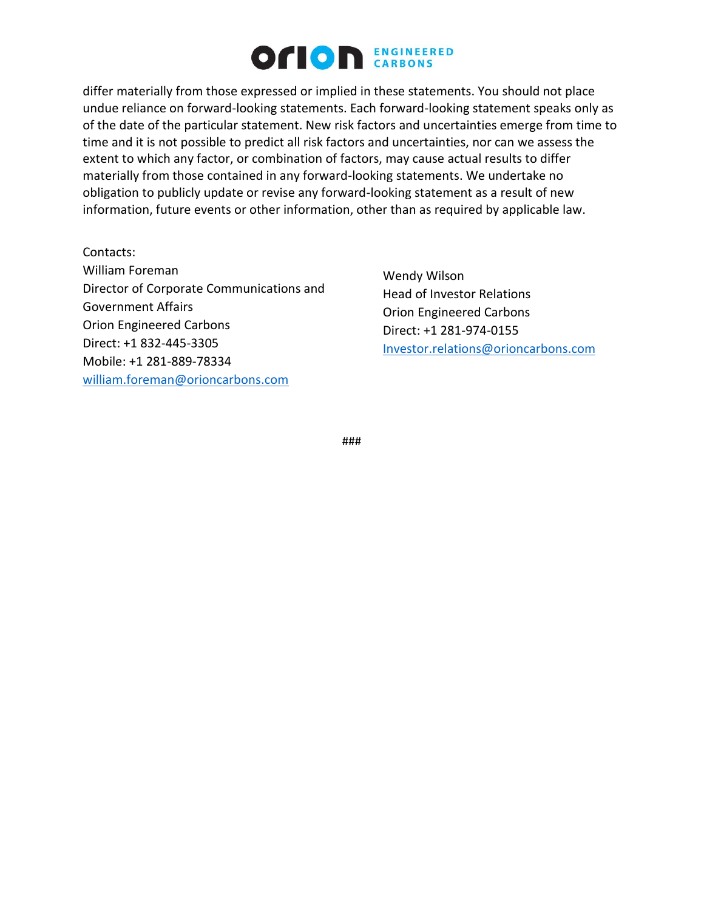differ materially from those expressed or implied in these statements. You should not place undue reliance on forward-looking statements. Each forward-looking statement speaks only as of the date of the particular statement. New risk factors and uncertainties emerge from time to time and it is not possible to predict all risk factors and uncertainties, nor can we assess the extent to which any factor, or combination of factors, may cause actual results to differ materially from those contained in any forward-looking statements. We undertake no obligation to publicly update or revise any forward-looking statement as a result of new information, future events or other information, other than as required by applicable law.

Contacts:

William Foreman
Director of Corporate Communications and Government Affairs
Orion Engineered Carbons
Direct: +1 832-445-3305
Mobile: +1 281-889-78334
william.foreman@orioncarbons.com

Wendy Wilson
Head of Investor Relations
Orion Engineered Carbons
Direct: +1 281-974-0155
Investor.relations@orioncarbons.com

###